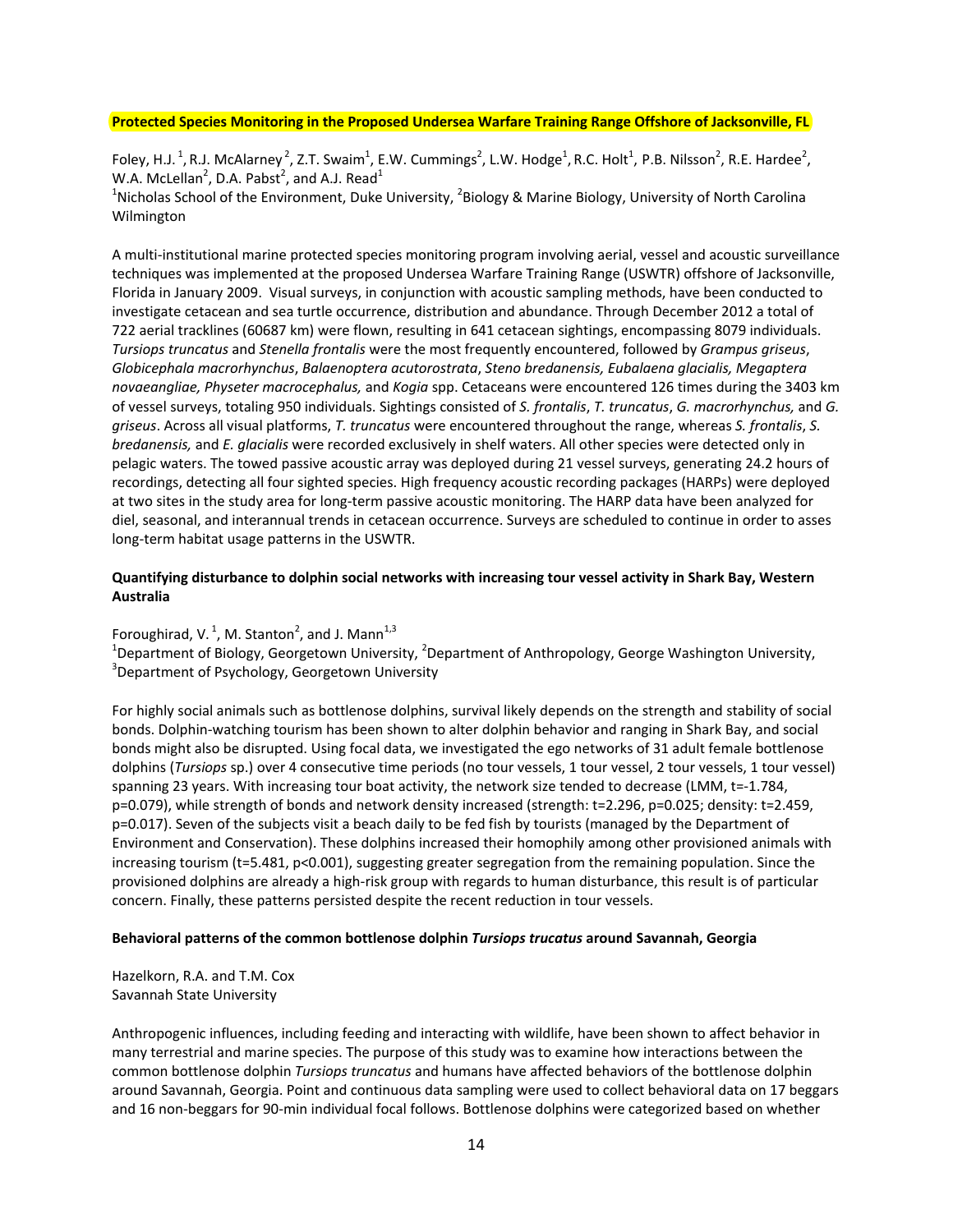**Protected Species Monitoring in the Proposed Undersea Warfare Training Range Offshore of Jacksonville, FL**

Foley, H.J. [1], R.J. McAlarney [2], Z.T. Swaim[1], E.W. Cummings[2], L.W. Hodge[1], R.C. Holt[1], P.B. Nilsson[2], R.E. Hardee[2], W.A. McLellan[2], D.A. Pabst[2], and A.J. Read[1]
[1]Nicholas School of the Environment, Duke University, [2]Biology & Marine Biology, University of North Carolina Wilmington

A multi-institutional marine protected species monitoring program involving aerial, vessel and acoustic surveillance techniques was implemented at the proposed Undersea Warfare Training Range (USWTR) offshore of Jacksonville, Florida in January 2009. Visual surveys, in conjunction with acoustic sampling methods, have been conducted to investigate cetacean and sea turtle occurrence, distribution and abundance. Through December 2012 a total of 722 aerial tracklines (60687 km) were flown, resulting in 641 cetacean sightings, encompassing 8079 individuals. *Tursiops truncatus* and *Stenella frontalis* were the most frequently encountered, followed by *Grampus griseus*, *Globicephala macrorhynchus*, *Balaenoptera acutorostrata*, *Steno bredanensis, Eubalaena glacialis, Megaptera novaeangliae, Physeter macrocephalus,* and *Kogia* spp. Cetaceans were encountered 126 times during the 3403 km of vessel surveys, totaling 950 individuals. Sightings consisted of *S. frontalis*, *T. truncatus*, *G. macrorhynchus,* and *G. griseus*. Across all visual platforms, *T. truncatus* were encountered throughout the range, whereas *S. frontalis*, *S. bredanensis,* and *E. glacialis* were recorded exclusively in shelf waters. All other species were detected only in pelagic waters. The towed passive acoustic array was deployed during 21 vessel surveys, generating 24.2 hours of recordings, detecting all four sighted species. High frequency acoustic recording packages (HARPs) were deployed at two sites in the study area for long-term passive acoustic monitoring. The HARP data have been analyzed for diel, seasonal, and interannual trends in cetacean occurrence. Surveys are scheduled to continue in order to asses long-term habitat usage patterns in the USWTR.

**Quantifying disturbance to dolphin social networks with increasing tour vessel activity in Shark Bay, Western Australia**

Foroughirad, V. [1], M. Stanton[2], and J. Mann[1,3]
[1]Department of Biology, Georgetown University, [2]Department of Anthropology, George Washington University, [3]Department of Psychology, Georgetown University

For highly social animals such as bottlenose dolphins, survival likely depends on the strength and stability of social bonds. Dolphin-watching tourism has been shown to alter dolphin behavior and ranging in Shark Bay, and social bonds might also be disrupted. Using focal data, we investigated the ego networks of 31 adult female bottlenose dolphins (*Tursiops* sp.) over 4 consecutive time periods (no tour vessels, 1 tour vessel, 2 tour vessels, 1 tour vessel) spanning 23 years. With increasing tour boat activity, the network size tended to decrease (LMM, $t=-1.784$, $p=0.079$), while strength of bonds and network density increased (strength: $t=2.296$, $p=0.025$; density: $t=2.459$, $p=0.017$). Seven of the subjects visit a beach daily to be fed fish by tourists (managed by the Department of Environment and Conservation). These dolphins increased their homophily among other provisioned animals with increasing tourism ($t=5.481$, $p<0.001$), suggesting greater segregation from the remaining population. Since the provisioned dolphins are already a high-risk group with regards to human disturbance, this result is of particular concern. Finally, these patterns persisted despite the recent reduction in tour vessels.

**Behavioral patterns of the common bottlenose dolphin *Tursiops trucatus* around Savannah, Georgia**

Hazelkorn, R.A. and T.M. Cox
Savannah State University

Anthropogenic influences, including feeding and interacting with wildlife, have been shown to affect behavior in many terrestrial and marine species. The purpose of this study was to examine how interactions between the common bottlenose dolphin *Tursiops truncatus* and humans have affected behaviors of the bottlenose dolphin around Savannah, Georgia. Point and continuous data sampling were used to collect behavioral data on 17 beggars and 16 non-beggars for 90-min individual focal follows. Bottlenose dolphins were categorized based on whether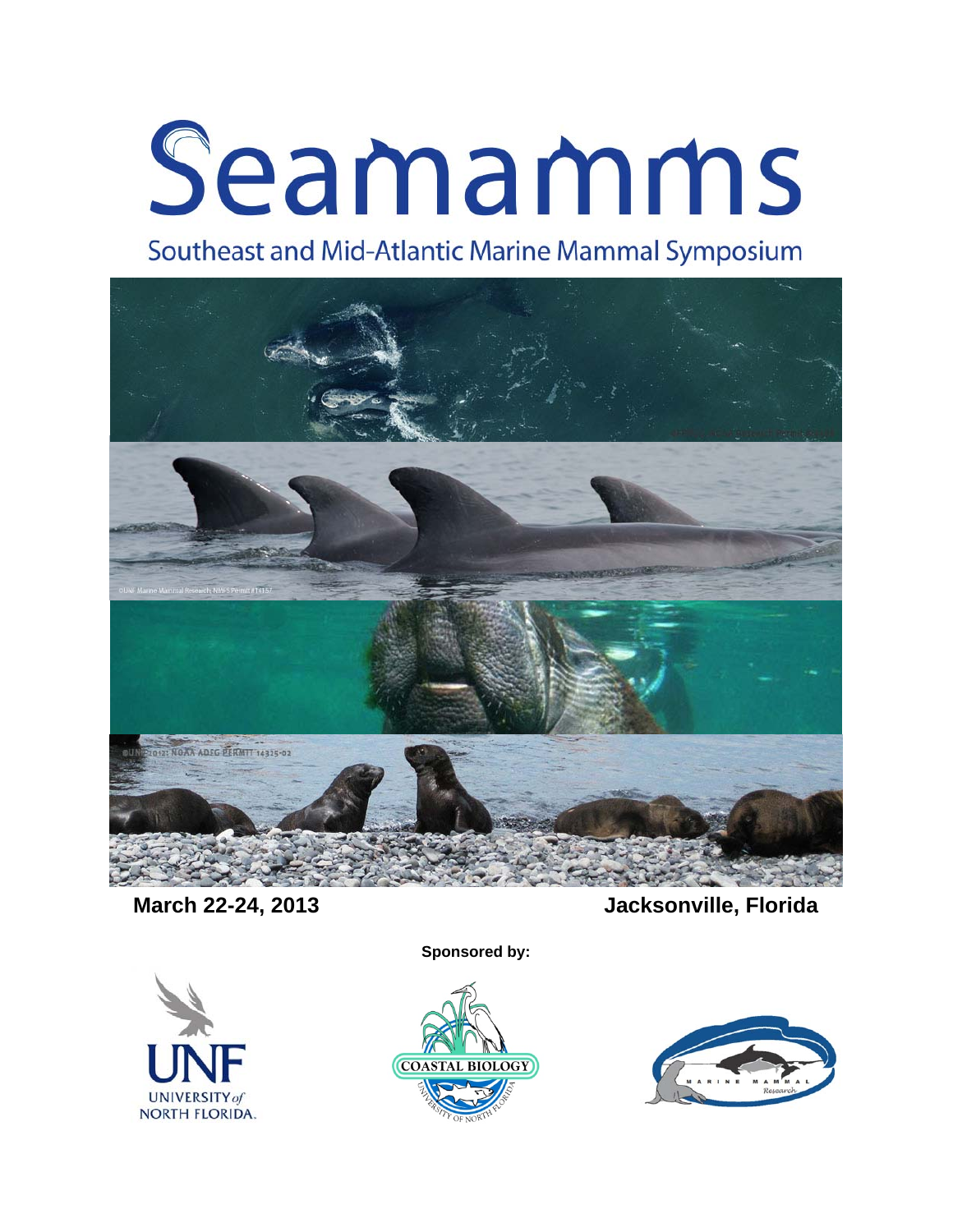# Seamamms

## Southeast and Mid-Atlantic Marine Mammal Symposium

**March 22-24, 2013**

**Jacksonville, Florida**

**Sponsored by:**